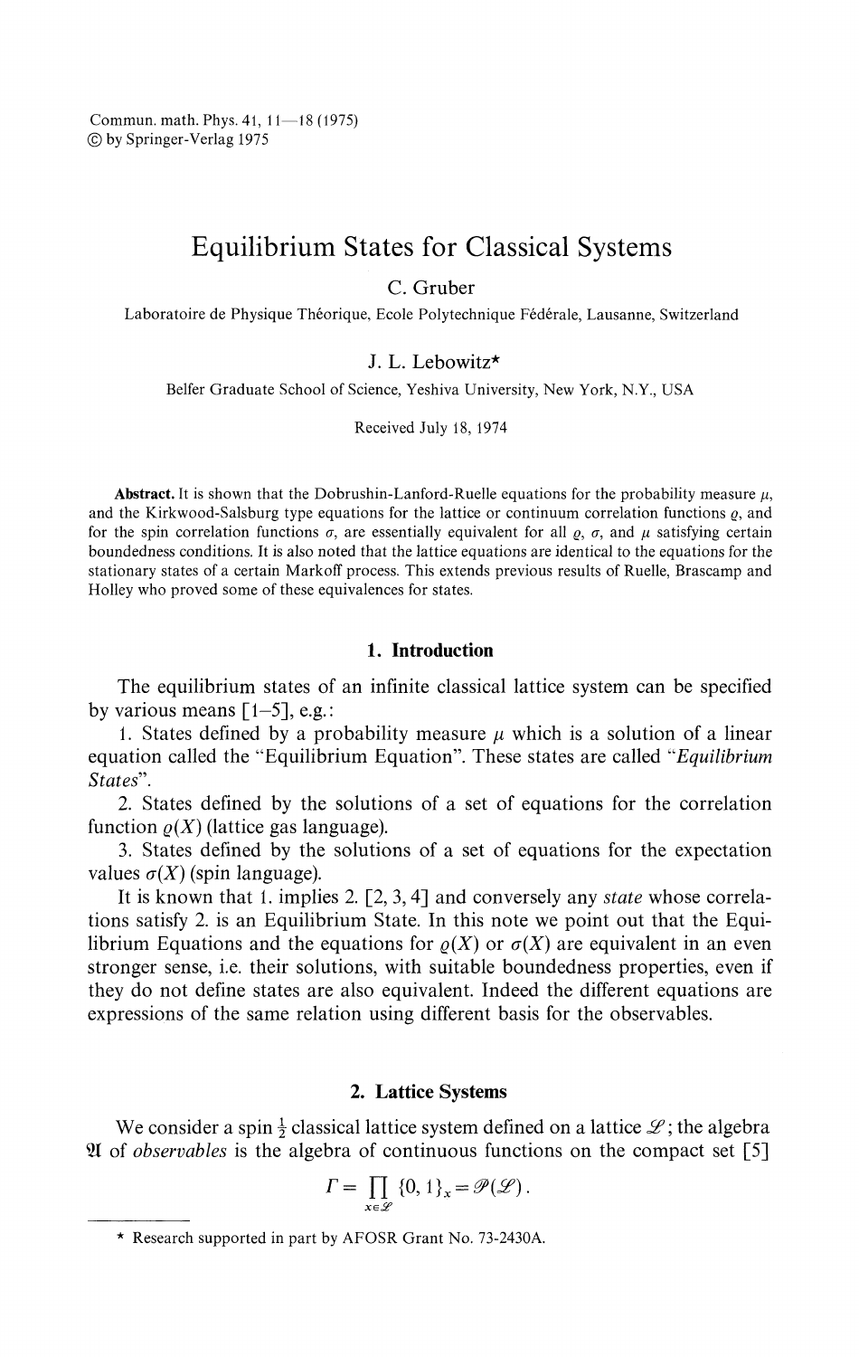# Equilibrium States for Classical Systems

C. Gruber

Laboratoire de Physique Théorique, Ecole Polytechnique Fédérale, Lausanne, Switzerland

J. L. Lebowitz*

Belfer Graduate School of Science, Yeshiva University, New York, N.Y., USA

Received July 18, 1974

**Abstract.** It is shown that the Dobrushin-Lanford-Ruelle equations for the probability measure $\mu$, and the Kirkwood-Salsburg type equations for the lattice or continuum correlation functions $\varrho$, and for the spin correlation functions $\sigma$, are essentially equivalent for all $\varrho$, $\sigma$, and $\mu$ satisfying certain boundedness conditions. It is also noted that the lattice equations are identical to the equations for the stationary states of a certain Markoff process. This extends previous results of Ruelle, Brascamp and Holley who proved some of these equivalences for states.

## 1. Introduction

The equilibrium states of an infinite classical lattice system can be specified by various means [1–5], e.g.:

1. States defined by a probability measure $\mu$ which is a solution of a linear equation called the "Equilibrium Equation". These states are called "*Equilibrium States*".

2. States defined by the solutions of a set of equations for the correlation function $\varrho(X)$ (lattice gas language).

3. States defined by the solutions of a set of equations for the expectation values $\sigma(X)$ (spin language).

It is known that 1. implies 2. [2, 3, 4] and conversely any *state* whose correlations satisfy 2. is an Equilibrium State. In this note we point out that the Equilibrium Equations and the equations for $\varrho(X)$ or $\sigma(X)$ are equivalent in an even stronger sense, i.e. their solutions, with suitable boundedness properties, even if they do not define states are also equivalent. Indeed the different equations are expressions of the same relation using different basis for the observables.

## 2. Lattice Systems

We consider a spin $\frac{1}{2}$ classical lattice system defined on a lattice $\mathscr{L}$; the algebra $\mathfrak{A}$ of *observables* is the algebra of continuous functions on the compact set [5]

$$\Gamma = \prod_{x \in \mathscr{L}} \{0, 1\}_x = \mathscr{P}(\mathscr{L}) .$$

* Research supported in part by AFOSR Grant No. 73-2430A.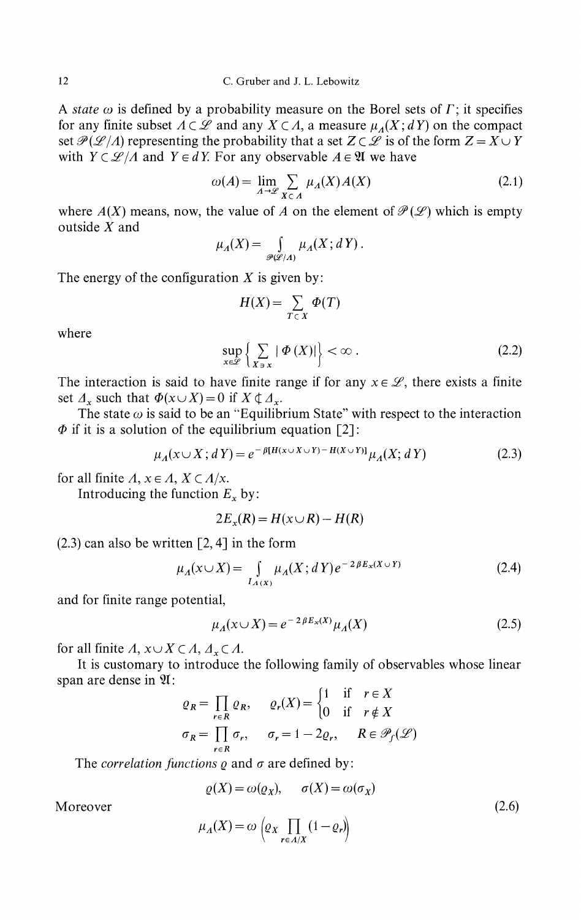A *state* $\omega$ is defined by a probability measure on the Borel sets of $\Gamma$; it specifies for any finite subset $\Lambda \subset \mathscr{L}$ and any $X \subset \Lambda$, a measure $\mu_\Lambda(X; dY)$ on the compact set $\mathscr{P}(\mathscr{L}/\Lambda)$ representing the probability that a set $Z \subset \mathscr{L}$ is of the form $Z = X \cup Y$ with $Y \subset \mathscr{L}/\Lambda$ and $Y \in dY$. For any observable $A \in \mathfrak{A}$ we have

$$\omega(A) = \lim_{\Lambda \to \mathscr{L}} \sum_{X \subset \Lambda} \mu_\Lambda(X) A(X) \tag{2.1}$$

where $A(X)$ means, now, the value of $A$ on the element of $\mathscr{P}(\mathscr{L})$ which is empty outside $X$ and

$$\mu_\Lambda(X) = \int_{\mathscr{P}(\mathscr{L}/\Lambda)} \mu_\Lambda(X; dY).$$

The energy of the configuration $X$ is given by:

$$H(X) = \sum_{T \subset X} \Phi(T)$$

where

$$\sup_{x \in \mathscr{L}} \left\{ \sum_{X \ni x} |\Phi(X)| \right\} < \infty. \tag{2.2}$$

The interaction is said to have finite range if for any $x \in \mathscr{L}$, there exists a finite set $\Lambda_x$ such that $\Phi(x \cup X) = 0$ if $X \not\subset \Lambda_x$.

The state $\omega$ is said to be an "Equilibrium State" with respect to the interaction $\Phi$ if it is a solution of the equilibrium equation [2]:

$$\mu_\Lambda(x \cup X; dY) = e^{-\beta[H(x \cup X \cup Y) - H(X \cup Y)]} \mu_\Lambda(X; dY) \tag{2.3}$$

for all finite $\Lambda$, $x \in \Lambda$, $X \subset \Lambda/x$.

Introducing the function $E_x$ by:

$$2E_x(R) = H(x \cup R) - H(R)$$

(2.3) can also be written [2, 4] in the form

$$\mu_\Lambda(x \cup X) = \int_{I_\Lambda(X)} \mu_\Lambda(X; dY) e^{-2\beta E_x(X \cup Y)} \tag{2.4}$$

and for finite range potential,

$$\mu_\Lambda(x \cup X) = e^{-2\beta E_x(X)} \mu_\Lambda(X) \tag{2.5}$$

for all finite $\Lambda$, $x \cup X \subset \Lambda$, $\Lambda_x \subset \Lambda$.

It is customary to introduce the following family of observables whose linear span are dense in $\mathfrak{A}$:

$$\varrho_R = \prod_{r \in R} \varrho_r, \qquad \varrho_r(X) = \begin{cases} 1 & \text{if } r \in X \\ 0 & \text{if } r \notin X \end{cases}$$

$$\sigma_R = \prod_{r \in R} \sigma_r, \qquad \sigma_r = 1 - 2\varrho_r, \qquad R \in \mathscr{P}_f(\mathscr{L})$$

The *correlation functions* $\varrho$ and $\sigma$ are defined by:

$$\varrho(X) = \omega(\varrho_X), \qquad \sigma(X) = \omega(\sigma_X)$$

Moreover

$$\mu_\Lambda(X) = \omega\left(\varrho_X \prod_{r \in \Lambda/X} (1 - \varrho_r)\right) \tag{2.6}$$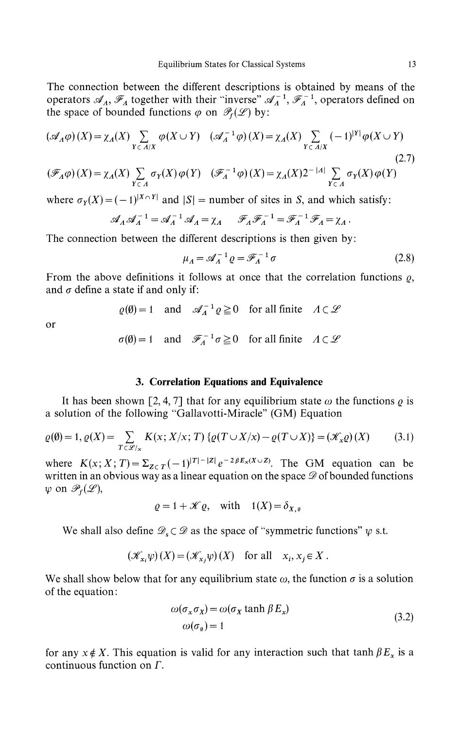The connection between the different descriptions is obtained by means of the operators $\mathscr{A}_\Lambda$, $\mathscr{F}_\Lambda$ together with their "inverse" $\mathscr{A}_\Lambda^{-1}$, $\mathscr{F}_\Lambda^{-1}$, operators defined on the space of bounded functions $\varphi$ on $\mathscr{P}_f(\mathscr{L})$ by:

$$(\mathscr{A}_\Lambda \varphi)(X) = \chi_\Lambda(X) \sum_{Y \subset \Lambda/X} \varphi(X \cup Y) \quad (\mathscr{A}_\Lambda^{-1} \varphi)(X) = \chi_\Lambda(X) \sum_{Y \subset \Lambda/X} (-1)^{|Y|} \varphi(X \cup Y)$$

$$(\mathscr{F}_\Lambda \varphi)(X) = \chi_\Lambda(X) \sum_{Y \subset \Lambda} \sigma_Y(X) \varphi(Y) \quad (\mathscr{F}_\Lambda^{-1} \varphi)(X) = \chi_\Lambda(X) 2^{-|\Lambda|} \sum_{Y \subset \Lambda} \sigma_Y(X) \varphi(Y) \tag{2.7}$$

where $\sigma_Y(X) = (-1)^{|X \cap Y|}$ and $|S|$ = number of sites in $S$, and which satisfy:

$$\mathscr{A}_\Lambda \mathscr{A}_\Lambda^{-1} = \mathscr{A}_\Lambda^{-1} \mathscr{A}_\Lambda = \chi_\Lambda \qquad \mathscr{F}_\Lambda \mathscr{F}_\Lambda^{-1} = \mathscr{F}_\Lambda^{-1} \mathscr{F}_\Lambda = \chi_\Lambda .$$

The connection between the different descriptions is then given by:

$$\mu_\Lambda = \mathscr{A}_\Lambda^{-1} \varrho = \mathscr{F}_\Lambda^{-1} \sigma \tag{2.8}$$

From the above definitions it follows at once that the correlation functions $\varrho$, and $\sigma$ define a state if and only if:

$$\varrho(\emptyset) = 1 \quad \text{and} \quad \mathscr{A}_\Lambda^{-1} \varrho \geqq 0 \quad \text{for all finite} \quad \Lambda \subset \mathscr{L}$$

or

$$\sigma(\emptyset) = 1 \quad \text{and} \quad \mathscr{F}_\Lambda^{-1} \sigma \geqq 0 \quad \text{for all finite} \quad \Lambda \subset \mathscr{L}$$

## 3. Correlation Equations and Equivalence

It has been shown [2, 4, 7] that for any equilibrium state $\omega$ the functions $\varrho$ is a solution of the following "Gallavotti-Miracle" (GM) Equation

$$\varrho(\emptyset) = 1, \varrho(X) = \sum_{T \subset \mathscr{L}/x} K(x; X/x; T) \{\varrho(T \cup X/x) - \varrho(T \cup X)\} = (\mathscr{K}_x \varrho)(X) \tag{3.1}$$

where $K(x; X; T) = \Sigma_{Z \subset T} (-1)^{|T| - |Z|} e^{-2\beta E_x(X \cup Z)}$. The GM equation can be written in an obvious way as a linear equation on the space $\mathscr{D}$ of bounded functions $\psi$ on $\mathscr{P}_f(\mathscr{L})$,

$$\varrho = 1 + \mathscr{K} \varrho, \quad \text{with} \quad 1(X) = \delta_{X, \emptyset}$$

We shall also define $\mathscr{D}_s \subset \mathscr{D}$ as the space of "symmetric functions" $\psi$ s.t.

$$(\mathscr{K}_{x_i} \psi)(X) = (\mathscr{K}_{x_j} \psi)(X) \quad \text{for all} \quad x_i, x_j \in X .$$

We shall show below that for any equilibrium state $\omega$, the function $\sigma$ is a solution of the equation:

$$\begin{aligned} \omega(\sigma_x \sigma_X) &= \omega(\sigma_X \tanh \beta E_x) \\ \omega(\sigma_\emptyset) &= 1 \end{aligned} \tag{3.2}$$

for any $x \notin X$. This equation is valid for any interaction such that $\tanh \beta E_x$ is a continuous function on $\Gamma$.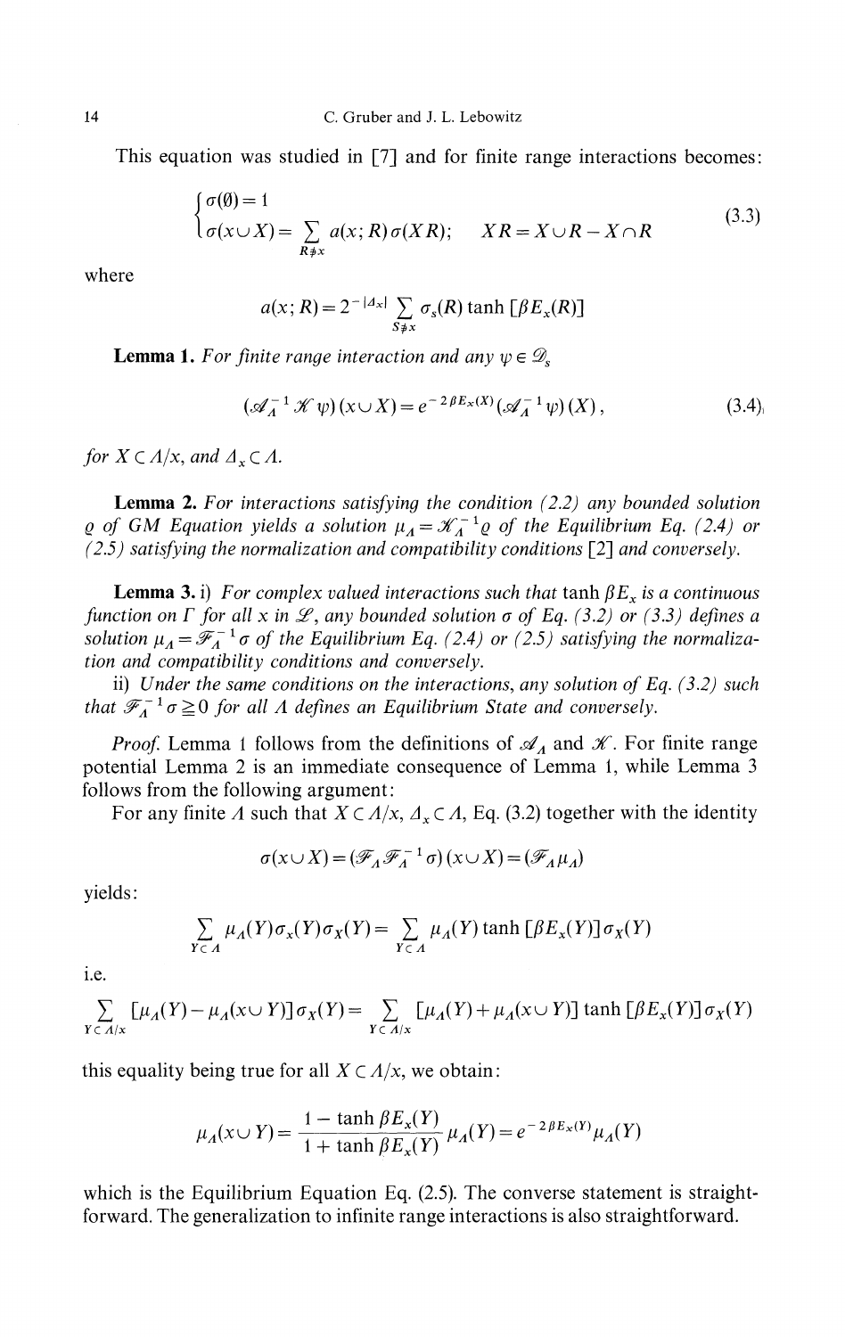This equation was studied in [7] and for finite range interactions becomes:

$$\begin{cases} \sigma(\emptyset) = 1 \\ \sigma(x \cup X) = \sum\limits_{R \not\ni x} a(x; R)\sigma(XR); \qquad XR = X \cup R - X \cap R \end{cases} \tag{3.3}$$

where

$$a(x; R) = 2^{-|\Delta_x|} \sum_{S \not\ni x} \sigma_s(R) \tanh [\beta E_x(R)]$$

**Lemma 1.** *For finite range interaction and any* $\psi \in \mathscr{D}_s$

$$(\mathscr{A}_\Lambda^{-1} \mathscr{K} \psi)(x \cup X) = e^{-2\beta E_x(X)} (\mathscr{A}_\Lambda^{-1} \psi)(X), \tag{3.4}$$

*for* $X \subset \Lambda/x$, *and* $\Delta_x \subset \Lambda$.

**Lemma 2.** *For interactions satisfying the condition (2.2) any bounded solution* $\varrho$ *of GM Equation yields a solution* $\mu_\Lambda = \mathscr{K}_\Lambda^{-1}\varrho$ *of the Equilibrium Eq. (2.4) or (2.5) satisfying the normalization and compatibility conditions* [2] *and conversely.*

**Lemma 3.** i) *For complex valued interactions such that* $\tanh \beta E_x$ *is a continuous function on* $\Gamma$ *for all* $x$ *in* $\mathscr{L}$, *any bounded solution* $\sigma$ *of Eq. (3.2) or (3.3) defines a solution* $\mu_\Lambda = \mathscr{F}_\Lambda^{-1}\sigma$ *of the Equilibrium Eq. (2.4) or (2.5) satisfying the normalization and compatibility conditions and conversely.*

ii) *Under the same conditions on the interactions, any solution of Eq. (3.2) such that* $\mathscr{F}_\Lambda^{-1}\sigma \geqq 0$ *for all* $\Lambda$ *defines an Equilibrium State and conversely.*

*Proof.* Lemma 1 follows from the definitions of $\mathscr{A}_\Lambda$ and $\mathscr{K}$. For finite range potential Lemma 2 is an immediate consequence of Lemma 1, while Lemma 3 follows from the following argument:

For any finite $\Lambda$ such that $X \subset \Lambda/x$, $\Delta_x \subset \Lambda$, Eq. (3.2) together with the identity

$$\sigma(x \cup X) = (\mathscr{F}_\Lambda \mathscr{F}_\Lambda^{-1} \sigma)(x \cup X) = (\mathscr{F}_\Lambda \mu_\Lambda)$$

yields:

$$\sum_{Y \subset \Lambda} \mu_\Lambda(Y) \sigma_x(Y) \sigma_X(Y) = \sum_{Y \subset \Lambda} \mu_\Lambda(Y) \tanh [\beta E_x(Y)] \sigma_X(Y)$$

i.e.

$$\sum_{Y \subset \Lambda/x} [\mu_\Lambda(Y) - \mu_\Lambda(x \cup Y)] \sigma_X(Y) = \sum_{Y \subset \Lambda/x} [\mu_\Lambda(Y) + \mu_\Lambda(x \cup Y)] \tanh [\beta E_x(Y)] \sigma_X(Y)$$

this equality being true for all $X \subset \Lambda/x$, we obtain:

$$\mu_\Lambda(x \cup Y) = \frac{1 - \tanh \beta E_x(Y)}{1 + \tanh \beta E_x(Y)} \mu_\Lambda(Y) = e^{-2\beta E_x(Y)} \mu_\Lambda(Y)$$

which is the Equilibrium Equation Eq. (2.5). The converse statement is straightforward. The generalization to infinite range interactions is also straightforward.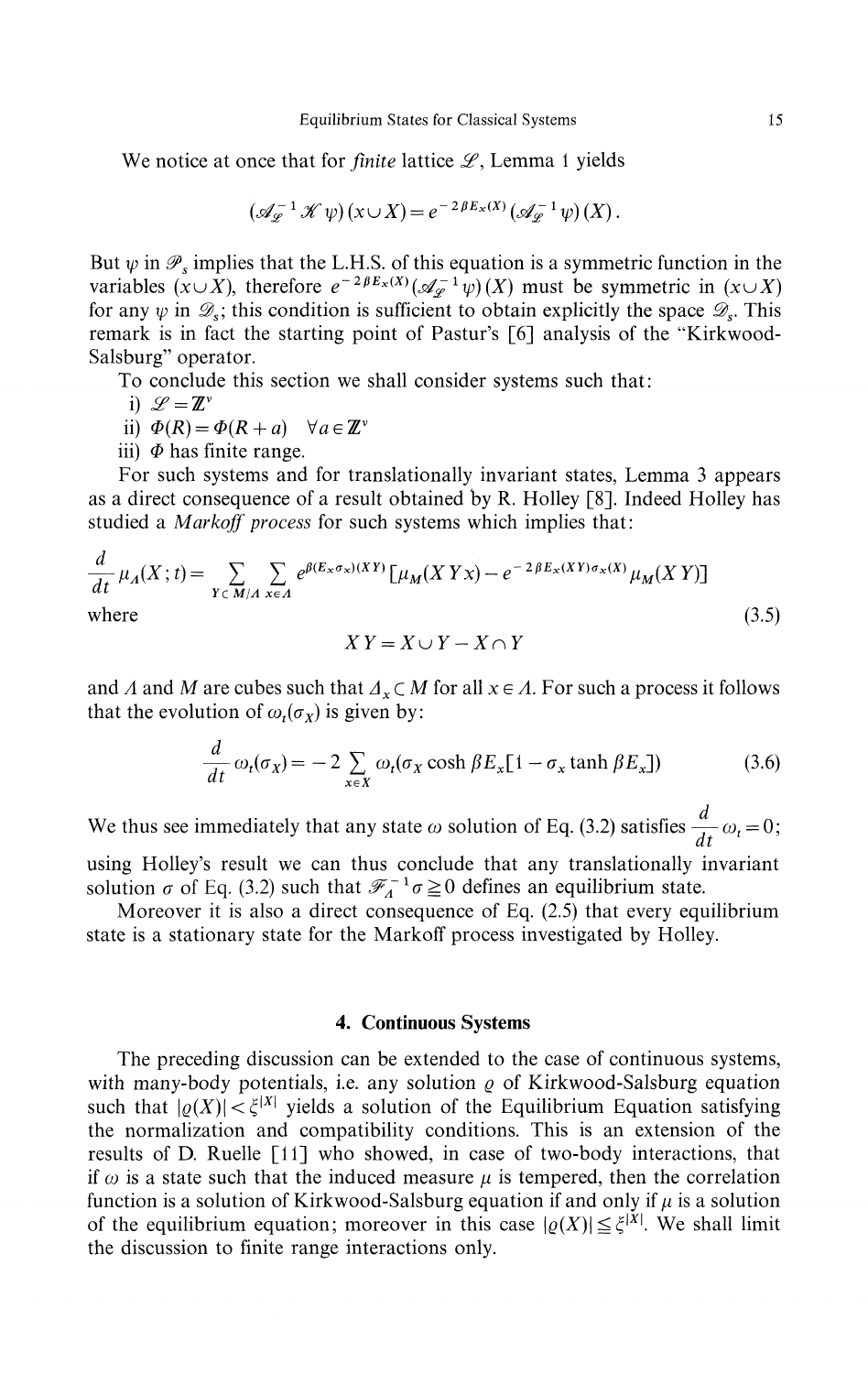We notice at once that for *finite* lattice $\mathscr{L}$, Lemma 1 yields

$$(\mathscr{A}_{\mathscr{L}}^{-1}\mathscr{K}\psi)(x\cup X)=e^{-2\beta E_x(X)}(\mathscr{A}_{\mathscr{L}}^{-1}\psi)(X).$$

But $\psi$ in $\mathscr{P}_s$ implies that the L.H.S. of this equation is a symmetric function in the variables $(x\cup X)$, therefore $e^{-2\beta E_x(X)}(\mathscr{A}_{\mathscr{L}}^{-1}\psi)(X)$ must be symmetric in $(x\cup X)$ for any $\psi$ in $\mathscr{D}_s$; this condition is sufficient to obtain explicitly the space $\mathscr{D}_s$. This remark is in fact the starting point of Pastur's [6] analysis of the "Kirkwood-Salsburg" operator.

To conclude this section we shall consider systems such that:

i) $\mathscr{L}=\mathbb{Z}^\nu$

ii) $\Phi(R)=\Phi(R+a)\quad \forall a\in\mathbb{Z}^\nu$

iii) $\Phi$ has finite range.

For such systems and for translationally invariant states, Lemma 3 appears as a direct consequence of a result obtained by R. Holley [8]. Indeed Holley has studied a *Markoff process* for such systems which implies that:

$$\frac{d}{dt}\mu_A(X;t)=\sum_{Y\subset M/A}\sum_{x\in A}e^{\beta(E_x\sigma_x)(XY)}[\mu_M(XYx)-e^{-2\beta E_x(XY)\sigma_x(X)}\mu_M(XY)]$$

where

$$XY=X\cup Y-X\cap Y \tag{3.5}$$

and $A$ and $M$ are cubes such that $A_x\subset M$ for all $x\in A$. For such a process it follows that the evolution of $\omega_t(\sigma_X)$ is given by:

$$\frac{d}{dt}\omega_t(\sigma_X)=-2\sum_{x\in X}\omega_t(\sigma_X\cosh\beta E_x[1-\sigma_x\tanh\beta E_x]) \tag{3.6}$$

We thus see immediately that any state $\omega$ solution of Eq. (3.2) satisfies $\frac{d}{dt}\omega_t=0$; using Holley's result we can thus conclude that any translationally invariant solution $\sigma$ of Eq. (3.2) such that $\mathscr{F}_A^{-1}\sigma\geqq 0$ defines an equilibrium state.

Moreover it is also a direct consequence of Eq. (2.5) that every equilibrium state is a stationary state for the Markoff process investigated by Holley.

## 4. Continuous Systems

The preceding discussion can be extended to the case of continuous systems, with many-body potentials, i.e. any solution $\varrho$ of Kirkwood-Salsburg equation such that $|\varrho(X)|<\xi^{|X|}$ yields a solution of the Equilibrium Equation satisfying the normalization and compatibility conditions. This is an extension of the results of D. Ruelle [11] who showed, in case of two-body interactions, that if $\omega$ is a state such that the induced measure $\mu$ is tempered, then the correlation function is a solution of Kirkwood-Salsburg equation if and only if $\mu$ is a solution of the equilibrium equation; moreover in this case $|\varrho(X)|\leqq\xi^{|X|}$. We shall limit the discussion to finite range interactions only.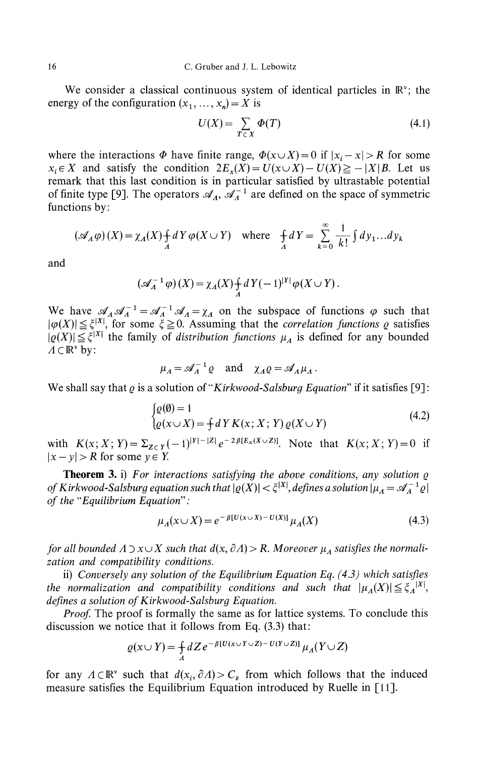We consider a classical continuous system of identical particles in $\mathbb{R}^\nu$; the energy of the configuration $(x_1, \ldots, x_n) = X$ is

$$U(X) = \sum_{T \subset X} \Phi(T) \tag{4.1}$$

where the interactions $\Phi$ have finite range, $\Phi(x \cup X) = 0$ if $|x_i - x| > R$ for some $x_i \in X$ and satisfy the condition $2E_x(X) = U(x \cup X) - U(X) \geqq -|X|B$. Let us remark that this last condition is in particular satisfied by ultrastable potential of finite type [9]. The operators $\mathscr{A}_\Lambda$, $\mathscr{A}_\Lambda^{-1}$ are defined on the space of symmetric functions by:

$$(\mathscr{A}_\Lambda \varphi)(X) = \chi_\Lambda(X) \underset{\Lambda}{⨍} dY \varphi(X \cup Y) \quad \text{where} \quad \underset{\Lambda}{⨍} dY = \sum_{k=0}^{\infty} \frac{1}{k!} \int dy_1 \ldots dy_k$$

and

$$(\mathscr{A}_\Lambda^{-1} \varphi)(X) = \chi_\Lambda(X) \underset{\Lambda}{⨍} dY (-1)^{|Y|} \varphi(X \cup Y).$$

We have $\mathscr{A}_\Lambda \mathscr{A}_\Lambda^{-1} = \mathscr{A}_\Lambda^{-1} \mathscr{A}_\Lambda = \chi_\Lambda$ on the subspace of functions $\varphi$ such that $|\varphi(X)| \leqq \xi^{|X|}$, for some $\xi \geqq 0$. Assuming that the *correlation functions* $\varrho$ satisfies $|\varrho(X)| \leqq \xi^{|X|}$ the family of *distribution functions* $\mu_\Lambda$ is defined for any bounded $\Lambda \subset \mathbb{R}^\nu$ by:

$$\mu_\Lambda = \mathscr{A}_\Lambda^{-1} \varrho \quad \text{and} \quad \chi_\Lambda \varrho = \mathscr{A}_\Lambda \mu_\Lambda .$$

We shall say that $\varrho$ is a solution of "*Kirkwood-Salsburg Equation*" if it satisfies [9]:

$$\begin{cases} \varrho(\emptyset) = 1 \\ \varrho(x \cup X) = ⨍ dY K(x; X; Y) \varrho(X \cup Y) \end{cases} \tag{4.2}$$

with $K(x; X; Y) = \Sigma_{Z \subset Y} (-1)^{|Y| - |Z|} e^{-2\beta[E_x(X \cup Z)]}$. Note that $K(x; X; Y) = 0$ if $|x - y| > R$ for some $y \in Y$.

**Theorem 3.** i) *For interactions satisfying the above conditions, any solution $\varrho$ of Kirkwood-Salsburg equation such that $|\varrho(X)| < \xi^{|X|}$, defines a solution $|\mu_\Lambda = \mathscr{A}_\Lambda^{-1} \varrho|$ of the "Equilibrium Equation":*

$$\mu_\Lambda(x \cup X) = e^{-\beta[U(x \cup X) - U(X)]} \mu_\Lambda(X) \tag{4.3}$$

*for all bounded $\Lambda \supset x \cup X$ such that $d(x, \partial\Lambda) > R$. Moreover $\mu_\Lambda$ satisfies the normalization and compatibility conditions.*

ii) *Conversely any solution of the Equilibrium Equation Eq. (4.3) which satisfies the normalization and compatibility conditions and such that $|\mu_\Lambda(X)| \leqq \xi_\Lambda^{|X|}$, defines a solution of Kirkwood-Salsburg Equation.*

*Proof.* The proof is formally the same as for lattice systems. To conclude this discussion we notice that it follows from Eq. (3.3) that:

$$\varrho(x \cup Y) = \underset{\Lambda}{⨍} dZ e^{-\beta[U(x \cup Y \cup Z) - U(Y \cup Z)]} \mu_\Lambda(Y \cup Z)$$

for any $\Lambda \subset \mathbb{R}^\nu$ such that $d(x_i, \partial\Lambda) > C_\varphi$ from which follows that the induced measure satisfies the Equilibrium Equation introduced by Ruelle in [11].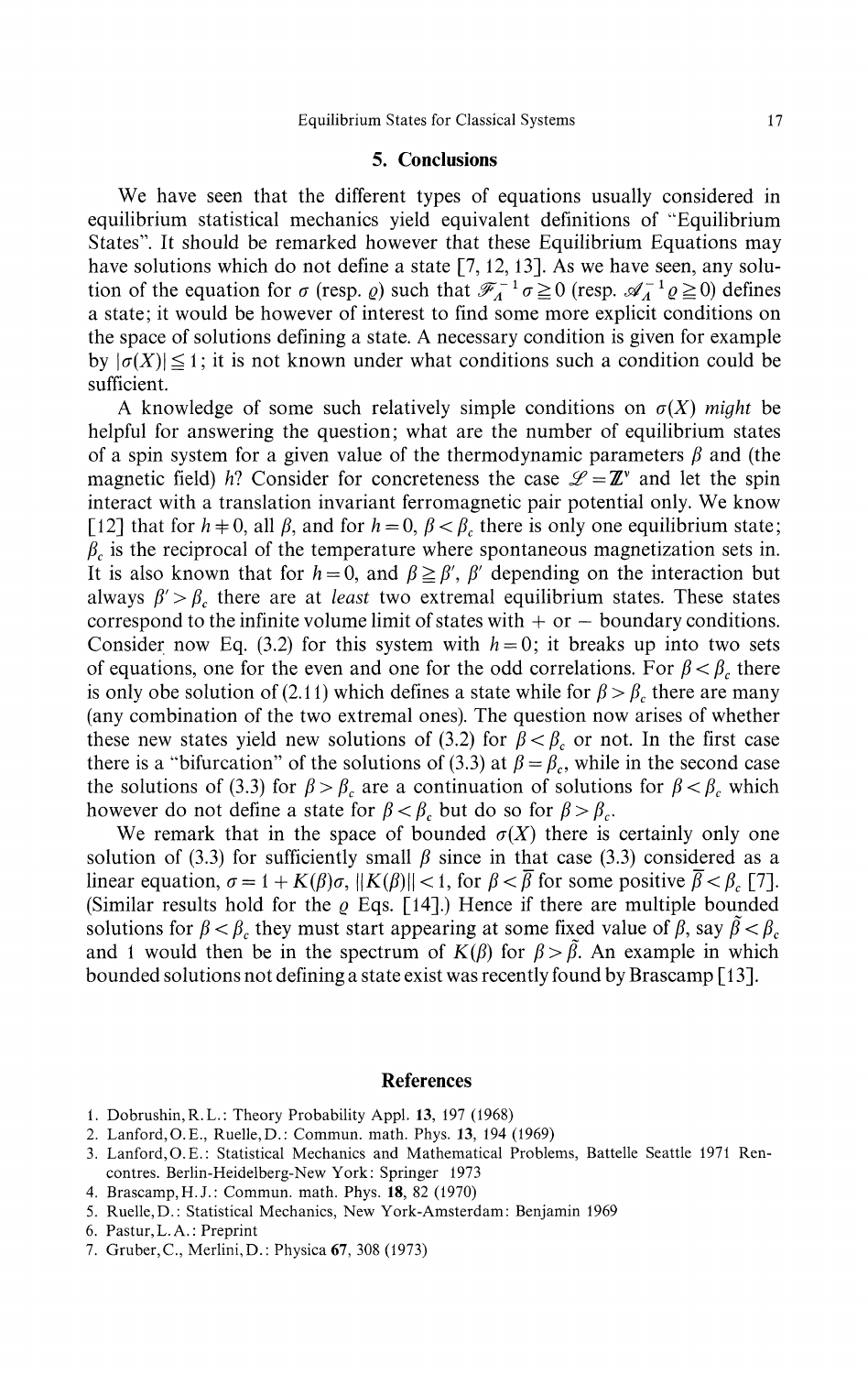## 5. Conclusions

We have seen that the different types of equations usually considered in equilibrium statistical mechanics yield equivalent definitions of "Equilibrium States". It should be remarked however that these Equilibrium Equations may have solutions which do not define a state [7, 12, 13]. As we have seen, any solution of the equation for $\sigma$ (resp. $\varrho$) such that $\mathscr{F}_\Lambda^{-1}\sigma \geqq 0$ (resp. $\mathscr{A}_\Lambda^{-1}\varrho \geqq 0$) defines a state; it would be however of interest to find some more explicit conditions on the space of solutions defining a state. A necessary condition is given for example by $|\sigma(X)| \leqq 1$; it is not known under what conditions such a condition could be sufficient.

A knowledge of some such relatively simple conditions on $\sigma(X)$ *might* be helpful for answering the question; what are the number of equilibrium states of a spin system for a given value of the thermodynamic parameters $\beta$ and (the magnetic field) $h$? Consider for concreteness the case $\mathscr{L} = \mathbb{Z}^\nu$ and let the spin interact with a translation invariant ferromagnetic pair potential only. We know [12] that for $h \neq 0$, all $\beta$, and for $h = 0$, $\beta < \beta_c$ there is only one equilibrium state; $\beta_c$ is the reciprocal of the temperature where spontaneous magnetization sets in. It is also known that for $h = 0$, and $\beta \geqq \beta'$, $\beta'$ depending on the interaction but always $\beta' > \beta_c$ there are at *least* two extremal equilibrium states. These states correspond to the infinite volume limit of states with + or − boundary conditions. Consider now Eq. (3.2) for this system with $h = 0$; it breaks up into two sets of equations, one for the even and one for the odd correlations. For $\beta < \beta_c$ there is only obe solution of (2.11) which defines a state while for $\beta > \beta_c$ there are many (any combination of the two extremal ones). The question now arises of whether these new states yield new solutions of (3.2) for $\beta < \beta_c$ or not. In the first case there is a "bifurcation" of the solutions of (3.3) at $\beta = \beta_c$, while in the second case the solutions of (3.3) for $\beta > \beta_c$ are a continuation of solutions for $\beta < \beta_c$ which however do not define a state for $\beta < \beta_c$ but do so for $\beta > \beta_c$.

We remark that in the space of bounded $\sigma(X)$ there is certainly only one solution of (3.3) for sufficiently small $\beta$ since in that case (3.3) considered as a linear equation, $\sigma = 1 + K(\beta)\sigma$, $\|K(\beta)\| < 1$, for $\beta < \bar{\beta}$ for some positive $\bar{\beta} < \beta_c$ [7]. (Similar results hold for the $\varrho$ Eqs. [14].) Hence if there are multiple bounded solutions for $\beta < \beta_c$ they must start appearing at some fixed value of $\beta$, say $\tilde{\beta} < \beta_c$ and 1 would then be in the spectrum of $K(\beta)$ for $\beta > \tilde{\beta}$. An example in which bounded solutions not defining a state exist was recently found by Brascamp [13].

## References

1. Dobrushin, R. L.: Theory Probability Appl. **13**, 197 (1968)
2. Lanford, O. E., Ruelle, D.: Commun. math. Phys. **13**, 194 (1969)
3. Lanford, O. E.: Statistical Mechanics and Mathematical Problems, Battelle Seattle 1971 Rencontres. Berlin-Heidelberg-New York: Springer 1973
4. Brascamp, H. J.: Commun. math. Phys. **18**, 82 (1970)
5. Ruelle, D.: Statistical Mechanics, New York-Amsterdam: Benjamin 1969
6. Pastur, L. A.: Preprint
7. Gruber, C., Merlini, D.: Physica **67**, 308 (1973)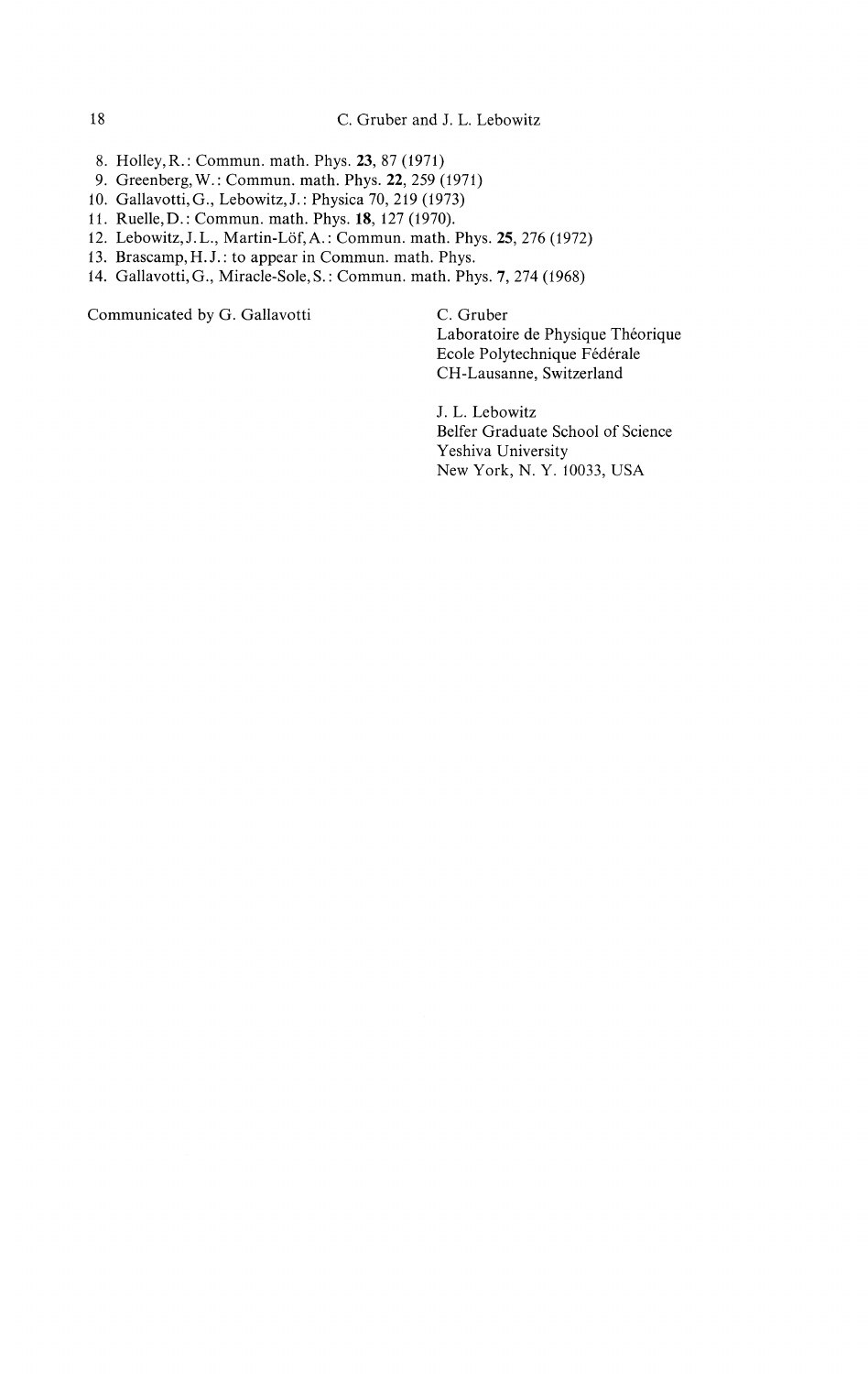8. Holley, R.: Commun. math. Phys. **23**, 87 (1971)
9. Greenberg, W.: Commun. math. Phys. **22**, 259 (1971)
10. Gallavotti, G., Lebowitz, J.: Physica 70, 219 (1973)
11. Ruelle, D.: Commun. math. Phys. **18**, 127 (1970).
12. Lebowitz, J. L., Martin-Löf, A.: Commun. math. Phys. **25**, 276 (1972)
13. Brascamp, H. J.: to appear in Commun. math. Phys.
14. Gallavotti, G., Miracle-Sole, S.: Commun. math. Phys. **7**, 274 (1968)

Communicated by G. Gallavotti

C. Gruber
Laboratoire de Physique Théorique
Ecole Polytechnique Fédérale
CH-Lausanne, Switzerland

J. L. Lebowitz
Belfer Graduate School of Science
Yeshiva University
New York, N. Y. 10033, USA